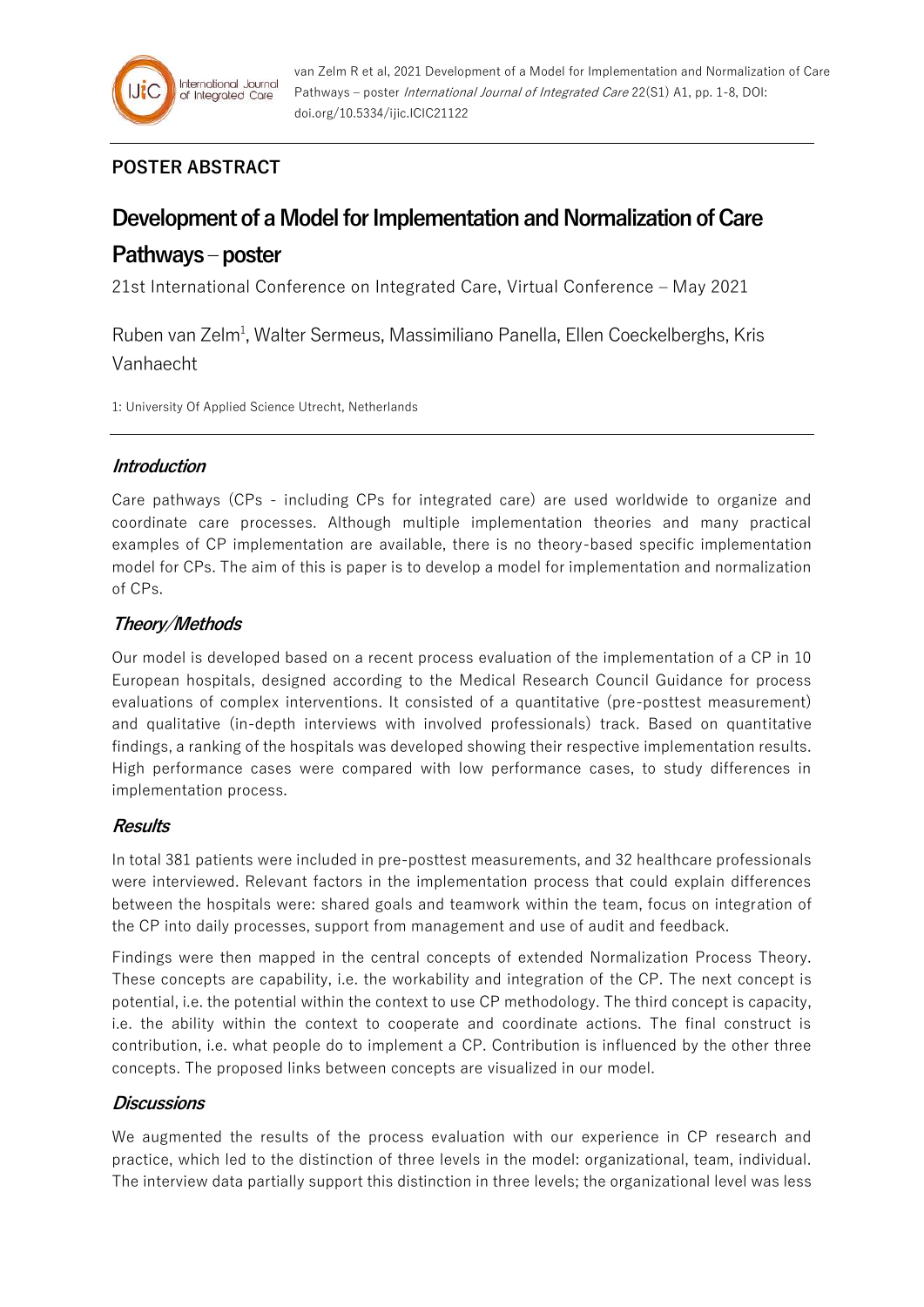van Zelm R et al, 2021 Development of a Model for Implementation and Normalization of Care Pathways – poster *International Journal of Integrated Care* 22(S1) A1, pp. 1-8, DOI: doi.org/10.5334/ijic.ICIC21122

**POSTER ABSTRACT**

# Development of a Model for Implementation and Normalization of Care Pathways – poster

21st International Conference on Integrated Care, Virtual Conference – May 2021

Ruben van Zelm[1], Walter Sermeus, Massimiliano Panella, Ellen Coeckelberghs, Kris Vanhaecht

1: University Of Applied Science Utrecht, Netherlands

## *Introduction*

Care pathways (CPs - including CPs for integrated care) are used worldwide to organize and coordinate care processes. Although multiple implementation theories and many practical examples of CP implementation are available, there is no theory-based specific implementation model for CPs. The aim of this is paper is to develop a model for implementation and normalization of CPs.

## *Theory/Methods*

Our model is developed based on a recent process evaluation of the implementation of a CP in 10 European hospitals, designed according to the Medical Research Council Guidance for process evaluations of complex interventions. It consisted of a quantitative (pre-posttest measurement) and qualitative (in-depth interviews with involved professionals) track. Based on quantitative findings, a ranking of the hospitals was developed showing their respective implementation results. High performance cases were compared with low performance cases, to study differences in implementation process.

## *Results*

In total 381 patients were included in pre-posttest measurements, and 32 healthcare professionals were interviewed. Relevant factors in the implementation process that could explain differences between the hospitals were: shared goals and teamwork within the team, focus on integration of the CP into daily processes, support from management and use of audit and feedback.

Findings were then mapped in the central concepts of extended Normalization Process Theory. These concepts are capability, i.e. the workability and integration of the CP. The next concept is potential, i.e. the potential within the context to use CP methodology. The third concept is capacity, i.e. the ability within the context to cooperate and coordinate actions. The final construct is contribution, i.e. what people do to implement a CP. Contribution is influenced by the other three concepts. The proposed links between concepts are visualized in our model.

## *Discussions*

We augmented the results of the process evaluation with our experience in CP research and practice, which led to the distinction of three levels in the model: organizational, team, individual. The interview data partially support this distinction in three levels; the organizational level was less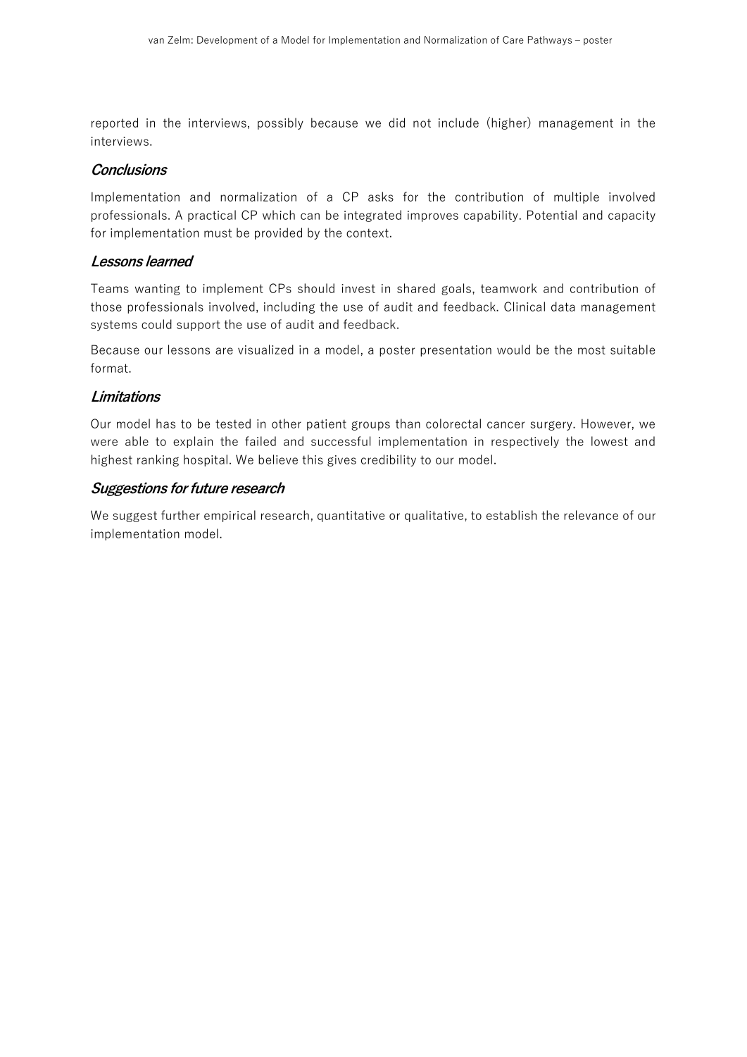reported in the interviews, possibly because we did not include (higher) management in the interviews.

### *Conclusions*

Implementation and normalization of a CP asks for the contribution of multiple involved professionals. A practical CP which can be integrated improves capability. Potential and capacity for implementation must be provided by the context.

### *Lessons learned*

Teams wanting to implement CPs should invest in shared goals, teamwork and contribution of those professionals involved, including the use of audit and feedback. Clinical data management systems could support the use of audit and feedback.

Because our lessons are visualized in a model, a poster presentation would be the most suitable format.

### *Limitations*

Our model has to be tested in other patient groups than colorectal cancer surgery. However, we were able to explain the failed and successful implementation in respectively the lowest and highest ranking hospital. We believe this gives credibility to our model.

### *Suggestions for future research*

We suggest further empirical research, quantitative or qualitative, to establish the relevance of our implementation model.